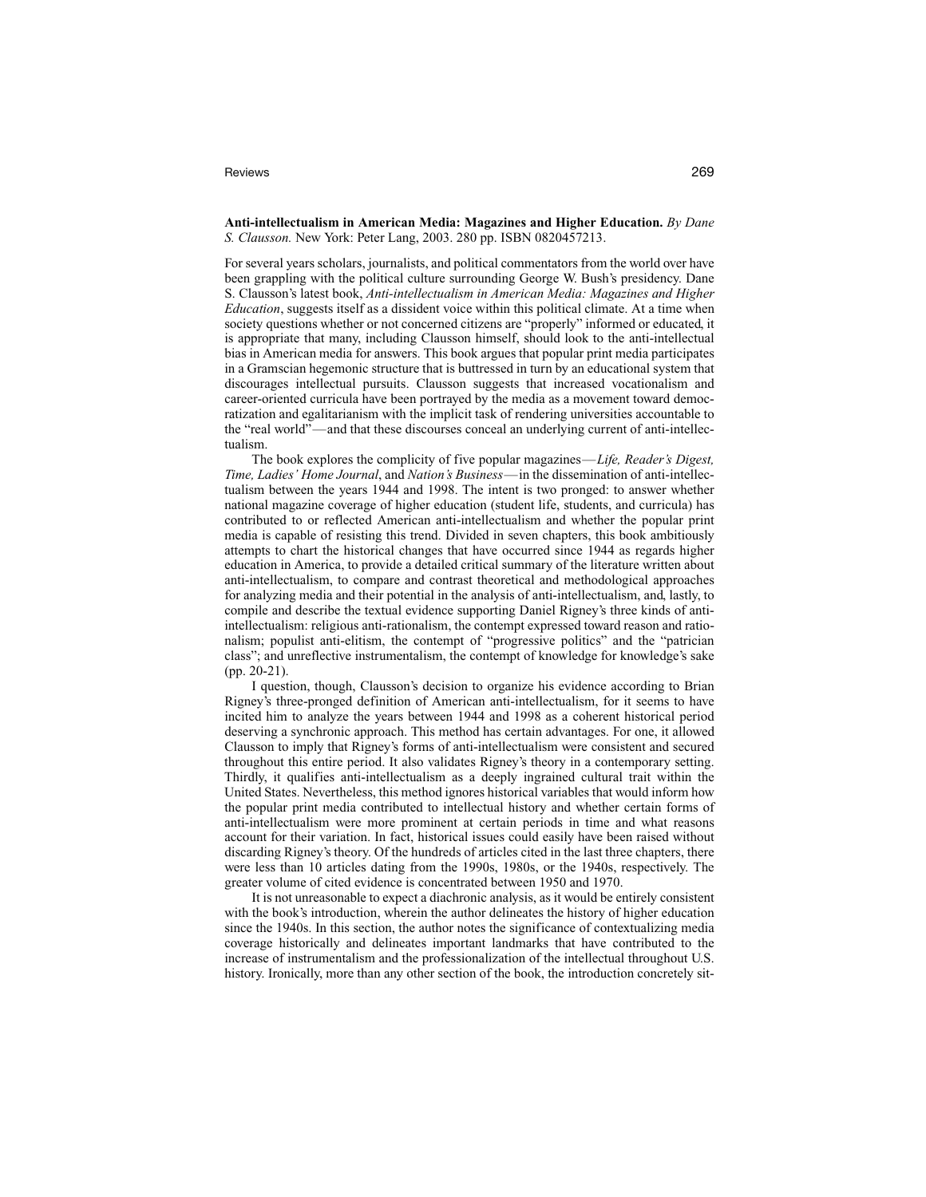**Anti-intellectualism in American Media: Magazines and Higher Education.** *By Dane S. Clausson.* New York: Peter Lang, 2003. 280 pp. ISBN 0820457213.

For several years scholars, journalists, and political commentators from the world over have been grappling with the political culture surrounding George W. Bush's presidency. Dane S. Clausson's latest book, *Anti-intellectualism in American Media: Magazines and Higher Education*, suggests itself as a dissident voice within this political climate. At a time when society questions whether or not concerned citizens are "properly" informed or educated, it is appropriate that many, including Clausson himself, should look to the anti-intellectual bias in American media for answers. This book argues that popular print media participates in a Gramscian hegemonic structure that is buttressed in turn by an educational system that discourages intellectual pursuits. Clausson suggests that increased vocationalism and career-oriented curricula have been portrayed by the media as a movement toward democratization and egalitarianism with the implicit task of rendering universities accountable to the "real world"—and that these discourses conceal an underlying current of anti-intellectualism.

The book explores the complicity of five popular magazines—*Life, Reader's Digest, Time, Ladies' Home Journal*, and *Nation's Business*—in the dissemination of anti-intellectualism between the years 1944 and 1998. The intent is two pronged: to answer whether national magazine coverage of higher education (student life, students, and curricula) has contributed to or reflected American anti-intellectualism and whether the popular print media is capable of resisting this trend. Divided in seven chapters, this book ambitiously attempts to chart the historical changes that have occurred since 1944 as regards higher education in America, to provide a detailed critical summary of the literature written about anti-intellectualism, to compare and contrast theoretical and methodological approaches for analyzing media and their potential in the analysis of anti-intellectualism, and, lastly, to compile and describe the textual evidence supporting Daniel Rigney's three kinds of anti-intellectualism: religious anti-rationalism, the contempt expressed toward reason and rationalism; populist anti-elitism, the contempt of "progressive politics" and the "patrician class"; and unreflective instrumentalism, the contempt of knowledge for knowledge's sake (pp. 20-21).

I question, though, Clausson's decision to organize his evidence according to Brian Rigney's three-pronged definition of American anti-intellectualism, for it seems to have incited him to analyze the years between 1944 and 1998 as a coherent historical period deserving a synchronic approach. This method has certain advantages. For one, it allowed Clausson to imply that Rigney's forms of anti-intellectualism were consistent and secured throughout this entire period. It also validates Rigney's theory in a contemporary setting. Thirdly, it qualifies anti-intellectualism as a deeply ingrained cultural trait within the United States. Nevertheless, this method ignores historical variables that would inform how the popular print media contributed to intellectual history and whether certain forms of anti-intellectualism were more prominent at certain periods in time and what reasons account for their variation. In fact, historical issues could easily have been raised without discarding Rigney's theory. Of the hundreds of articles cited in the last three chapters, there were less than 10 articles dating from the 1990s, 1980s, or the 1940s, respectively. The greater volume of cited evidence is concentrated between 1950 and 1970.

It is not unreasonable to expect a diachronic analysis, as it would be entirely consistent with the book's introduction, wherein the author delineates the history of higher education since the 1940s. In this section, the author notes the significance of contextualizing media coverage historically and delineates important landmarks that have contributed to the increase of instrumentalism and the professionalization of the intellectual throughout U.S. history. Ironically, more than any other section of the book, the introduction concretely sit-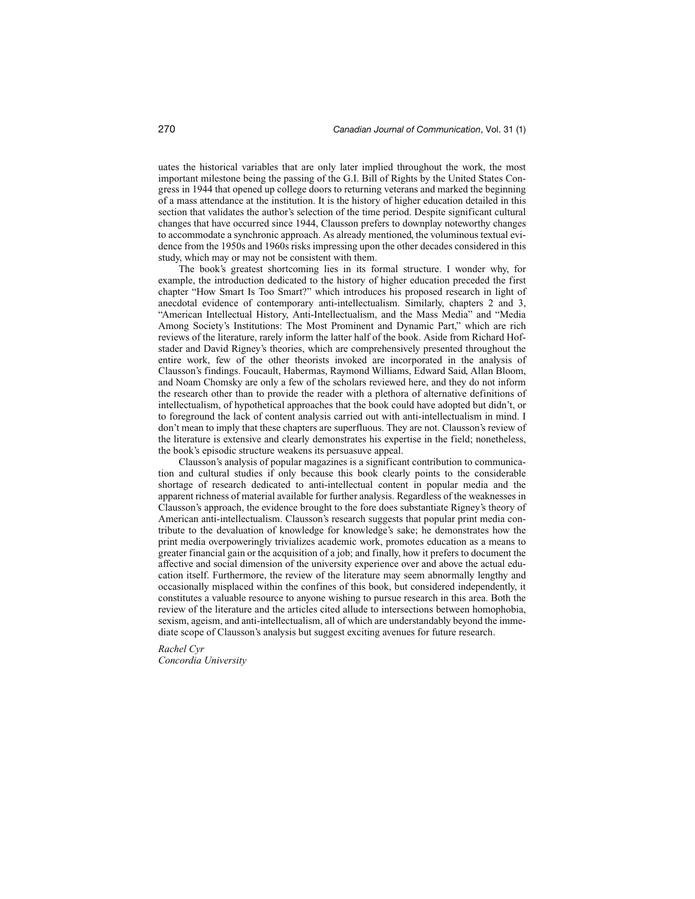uates the historical variables that are only later implied throughout the work, the most important milestone being the passing of the G.I. Bill of Rights by the United States Congress in 1944 that opened up college doors to returning veterans and marked the beginning of a mass attendance at the institution. It is the history of higher education detailed in this section that validates the author's selection of the time period. Despite significant cultural changes that have occurred since 1944, Clausson prefers to downplay noteworthy changes to accommodate a synchronic approach. As already mentioned, the voluminous textual evidence from the 1950s and 1960s risks impressing upon the other decades considered in this study, which may or may not be consistent with them.

The book's greatest shortcoming lies in its formal structure. I wonder why, for example, the introduction dedicated to the history of higher education preceded the first chapter "How Smart Is Too Smart?" which introduces his proposed research in light of anecdotal evidence of contemporary anti-intellectualism. Similarly, chapters 2 and 3, "American Intellectual History, Anti-Intellectualism, and the Mass Media" and "Media Among Society's Institutions: The Most Prominent and Dynamic Part," which are rich reviews of the literature, rarely inform the latter half of the book. Aside from Richard Hofstader and David Rigney's theories, which are comprehensively presented throughout the entire work, few of the other theorists invoked are incorporated in the analysis of Clausson's findings. Foucault, Habermas, Raymond Williams, Edward Said, Allan Bloom, and Noam Chomsky are only a few of the scholars reviewed here, and they do not inform the research other than to provide the reader with a plethora of alternative definitions of intellectualism, of hypothetical approaches that the book could have adopted but didn't, or to foreground the lack of content analysis carried out with anti-intellectualism in mind. I don't mean to imply that these chapters are superfluous. They are not. Clausson's review of the literature is extensive and clearly demonstrates his expertise in the field; nonetheless, the book's episodic structure weakens its persuasuve appeal.

Clausson's analysis of popular magazines is a significant contribution to communication and cultural studies if only because this book clearly points to the considerable shortage of research dedicated to anti-intellectual content in popular media and the apparent richness of material available for further analysis. Regardless of the weaknesses in Clausson's approach, the evidence brought to the fore does substantiate Rigney's theory of American anti-intellectualism. Clausson's research suggests that popular print media contribute to the devaluation of knowledge for knowledge's sake; he demonstrates how the print media overpoweringly trivializes academic work, promotes education as a means to greater financial gain or the acquisition of a job; and finally, how it prefers to document the affective and social dimension of the university experience over and above the actual education itself. Furthermore, the review of the literature may seem abnormally lengthy and occasionally misplaced within the confines of this book, but considered independently, it constitutes a valuable resource to anyone wishing to pursue research in this area. Both the review of the literature and the articles cited allude to intersections between homophobia, sexism, ageism, and anti-intellectualism, all of which are understandably beyond the immediate scope of Clausson's analysis but suggest exciting avenues for future research.

*Rachel Cyr*
*Concordia University*